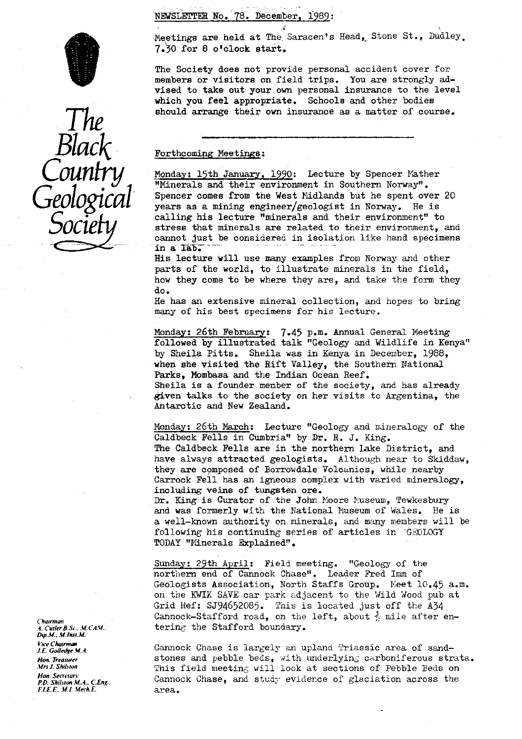# The Black Country Geological Society

NEWSLETTER No. 78. December, 1989:

Meetings are held at The Saracen's Head, Stone St., Dudley. 7.30 for 8 o'clock start.

The Society does not provide personal accident cover for members or visitors on field trips. You are strongly advised to take out your own personal insurance to the level which you feel appropriate. Schools and other bodies should arrange their own insurance as a matter of course.

---

## Forthcoming Meetings:

Monday: 15th January, 1990: Lecture by Spencer Mather "Minerals and their environment in Southern Norway". Spencer comes from the West Midlands but he spent over 20 years as a mining engineer/geologist in Norway. He is calling his lecture "minerals and their environment" to stress that minerals are related to their environment, and cannot just be considered in isolation like hand specimens in a lab.

His lecture will use many examples from Norway and other parts of the world, to illustrate minerals in the field, how they come to be where they are, and take the form they do.

He has an extensive mineral collection, and hopes to bring many of his best specimens for his lecture.

Monday: 26th February: 7.45 p.m. Annual General Meeting followed by illustrated talk "Geology and Wildlife in Kenya" by Sheila Pitts. Sheila was in Kenya in December, 1988, when she visited the Rift Valley, the Southern National Parks, Mombasa and the Indian Ocean Reef.

Sheila is a founder member of the society, and has already given talks to the society on her visits to Argentina, the Antarctic and New Zealand.

Monday: 26th March: Lecture "Geology and mineralogy of the Caldbeck Fells in Cumbria" by Dr. R. J. King.

The Caldbeck Fells are in the northern Lake District, and have always attracted geologists. Although near to Skiddaw, they are composed of Borrowdale Volcanics, while nearby Carrock Fell has an igneous complex with varied mineralogy, including veins of tungsten ore.

Dr. King is Curator of the John Moore Museum, Tewkesbury and was formerly with the National Museum of Wales. He is a well-known authority on minerals, and many members will be following his continuing series of articles in GEOLOGY TODAY "Minerals Explained".

Sunday: 29th April: Field meeting. "Geology of the northern end of Cannock Chase". Leader Fred Imm of Geologists Association, North Staffs Group. Meet 10.45 a.m. on the KWIK SAVE car park adjacent to the Wild Wood pub at Grid Ref: SJ94652085. This is located just off the A34 Cannock-Stafford road, on the left, about ½ mile after entering the Stafford boundary.

Cannock Chase is largely an upland Triassic area of sandstones and pebble beds, with underlying carboniferous strata. This field meeting will look at sections of Pebble Beds on Cannock Chase, and study evidence of glaciation across the area.

*Chairman*
*A. Cutler B.Sc., M.CAM., Dip.M., M.Inst.M.*

*Vice Chairman*
*J.E. Golledge M.A.*

*Hon. Treasurer*
*Mrs J. Shilston*

*Hon. Secretary*
*P.D. Shilston M.A., C.Eng., F.I.E.E., M.I. Mech.E.*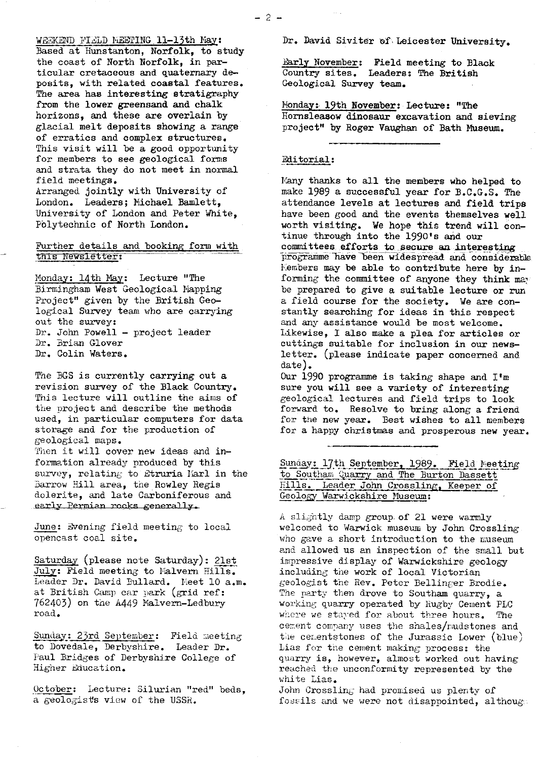WEEKEND FIELD MEETING 11-13th May:
Based at Hunstanton, Norfolk, to study the coast of North Norfolk, in particular cretaceous and quaternary deposits, with related coastal features. The area has interesting stratigraphy from the lower greensand and chalk horizons, and these are overlain by glacial melt deposits showing a range of erratics and complex structures. This visit will be a good opportunity for members to see geological forms and strata they do not meet in normal field meetings.
Arranged jointly with University of London. Leaders; Michael Bamlett, University of London and Peter White, Polytechnic of North London.

Further details and booking form with this Newsletter:

Monday: 14th May: Lecture "The Birmingham West Geological Mapping Project" given by the British Geological Survey team who are carrying out the survey:
Dr. John Powell - project leader
Dr. Brian Glover
Dr. Colin Waters.

The BGS is currently carrying out a revision survey of the Black Country. This lecture will outline the aims of the project and describe the methods used, in particular computers for data storage and for the production of geological maps.
Then it will cover new ideas and information already produced by this survey, relating to Etruria Marl in the Barrow Hill area, the Rowley Regis dolerite, and late Carboniferous and early Permian rocks generally.

June: Evening field meeting to local opencast coal site.

Saturday (please note Saturday): 21st July: Field meeting to Malvern Hills. Leader Dr. David Bullard. Meet 10 a.m. at British Camp car park (grid ref: 762403) on the A449 Malvern-Ledbury road.

Sunday: 23rd September: Field meeting to Dovedale, Derbyshire. Leader Dr. Paul Bridges of Derbyshire College of Higher Education.

October: Lecture: Silurian "red" beds, a geologist's view of the USSR.

Dr. David Siviter of Leicester University.

Early November: Field meeting to Black Country sites. Leaders: The British Geological Survey team.

Monday: 19th November: Lecture: "The Hornsleasow dinosaur excavation and sieving project" by Roger Vaughan of Bath Museum.

---

Editorial:

Many thanks to all the members who helped to make 1989 a successful year for B.C.G.S. The attendance levels at lectures and field trips have been good and the events themselves well worth visiting. We hope this trend will continue through into the 1990's and our committees efforts to secure an interesting programme have been widespread and considerable. Members may be able to contribute here by informing the committee of anyone they think may be prepared to give a suitable lecture or run a field course for the society. We are constantly searching for ideas in this respect and any assistance would be most welcome. Likewise, I also make a plea for articles or cuttings suitable for inclusion in our newsletter. (please indicate paper concerned and date).
Our 1990 programme is taking shape and I'm sure you will see a variety of interesting geological lectures and field trips to look forward to. Resolve to bring along a friend for the new year. Best wishes to all members for a happy christmas and prosperous new year.

---

Sunday: 17th September, 1989. Field Meeting to Southam Quarry and The Burton Dassett Hills. Leader John Crossling, Keeper of Geology Warwickshire Museum:

A slightly damp group of 21 were warmly welcomed to Warwick museum by John Crossling who gave a short introduction to the museum and allowed us an inspection of the small but impressive display of Warwickshire geology including the work of local Victorian geologist the Rev. Peter Bellinger Brodie. The party then drove to Southam quarry, a working quarry operated by Rugby Cement PLC where we stayed for about three hours. The cement company uses the shales/mudstones and the cementstones of the Jurassic Lower (blue) Lias for the cement making process: the quarry is, however, almost worked out having reached the unconformity represented by the white Lias.
John Crossling had promised us plenty of fossils and we were not disappointed, althoug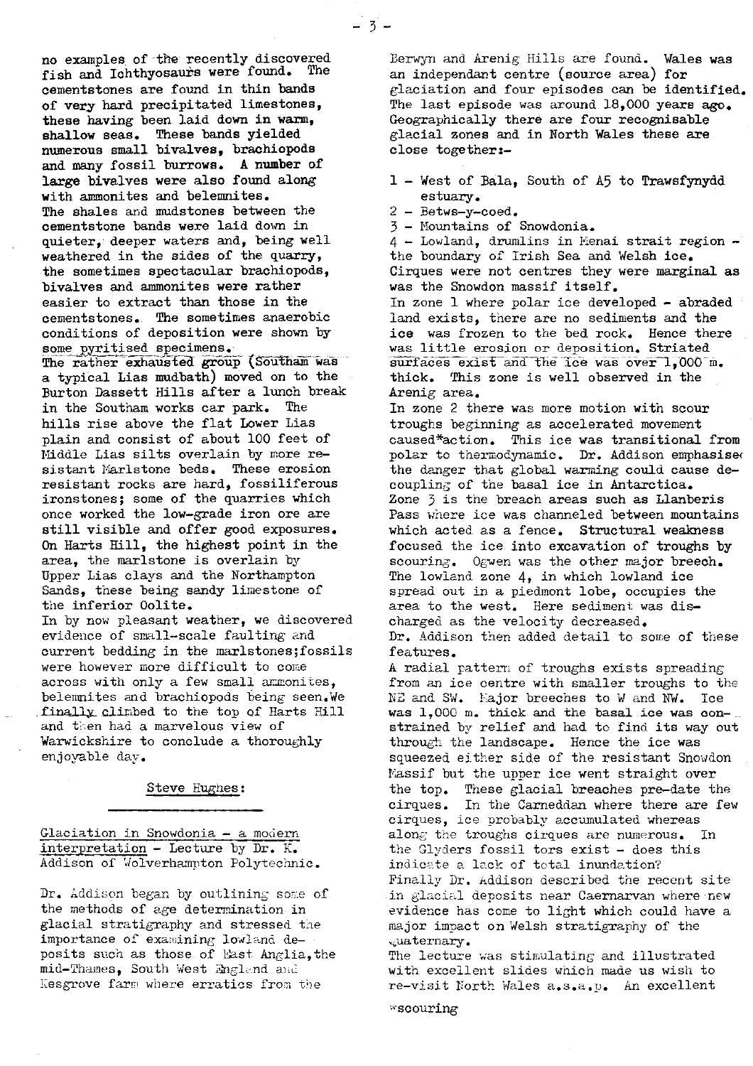no examples of the recently discovered fish and Ichthyosaurs were found. The cementstones are found in thin bands of very hard precipitated limestones, these having been laid down in warm, shallow seas. These bands yielded numerous small bivalves, brachiopods and many fossil burrows. A number of large bivalves were also found along with ammonites and belemnites.
The shales and mudstones between the cementstone bands were laid down in quieter, deeper waters and, being well weathered in the sides of the quarry, the sometimes spectacular brachiopods, bivalves and ammonites were rather easier to extract than those in the cementstones. The sometimes anaerobic conditions of deposition were shown by some pyritised specimens.
The rather exhausted group (Southam was a typical Lias mudbath) moved on to the Burton Dassett Hills after a lunch break in the Southam works car park. The hills rise above the flat Lower Lias plain and consist of about 100 feet of Middle Lias silts overlain by more resistant Marlstone beds. These erosion resistant rocks are hard, fossiliferous ironstones; some of the quarries which once worked the low-grade iron ore are still visible and offer good exposures. On Harts Hill, the highest point in the area, the marlstone is overlain by Upper Lias clays and the Northampton Sands, these being sandy limestone of the inferior Oolite.
In by now pleasant weather, we discovered evidence of small-scale faulting and current bedding in the marlstones;fossils were however more difficult to come across with only a few small ammonites, belemnites and brachiopods being seen.We finally climbed to the top of Harts Hill and then had a marvelous view of Warwickshire to conclude a thoroughly enjoyable day.

Steve Hughes:

Glaciation in Snowdonia - a modern interpretation - Lecture by Dr. K. Addison of Wolverhampton Polytechnic.

Dr. Addison began by outlining some of the methods of age determination in glacial stratigraphy and stressed the importance of examining lowland deposits such as those of East Anglia,the mid-Thames, South West England and Kesgrove farm where erratics from the Berwyn and Arenig Hills are found. Wales was an independant centre (source area) for glaciation and four episodes can be identified. The last episode was around 18,000 years ago. Geographically there are four recognisable glacial zones and in North Wales these are close together:-

1 - West of Bala, South of A5 to Trawsfynydd estuary.
2 - Betws-y-coed.
3 - Mountains of Snowdonia.
4 - Lowland, drumlins in Menai strait region - the boundary of Irish Sea and Welsh ice.

Cirques were not centres they were marginal as was the Snowdon massif itself.
In zone 1 where polar ice developed - abraded land exists, there are no sediments and the ice was frozen to the bed rock. Hence there was little erosion or deposition. Striated surfaces exist and the ice was over 1,000 m. thick. This zone is well observed in the Arenig area.
In zone 2 there was more motion with scour troughs beginning as accelerated movement caused*action. This ice was transitional from polar to thermodynamic. Dr. Addison emphasised the danger that global warming could cause decoupling of the basal ice in Antarctica.
Zone 3 is the breach areas such as Llanberis Pass where ice was channeled between mountains which acted as a fence. Structural weakness focused the ice into excavation of troughs by scouring. Ogwen was the other major breech. The lowland zone 4, in which lowland ice spread out in a piedmont lobe, occupies the area to the west. Here sediment was discharged as the velocity decreased.
Dr. Addison then added detail to some of these features.
A radial pattern of troughs exists spreading from an ice centre with smaller troughs to the NE and SW. Major breeches to W and NW. Ice was 1,000 m. thick and the basal ice was constrained by relief and had to find its way out through the landscape. Hence the ice was squeezed either side of the resistant Snowdon Massif but the upper ice went straight over the top. These glacial breaches pre-date the cirques. In the Carneddau where there are few cirques, ice probably accumulated whereas along the troughs cirques are numerous. In the Glyders fossil tors exist - does this indicate a lack of total inundation?
Finally Dr. Addison described the recent site in glacial deposits near Caernarvan where new evidence has come to light which could have a major impact on Welsh stratigraphy of the Quaternary.
The lecture was stimulating and illustrated with excellent slides which made us wish to re-visit North Wales a.s.a.p. An excellent

*scouring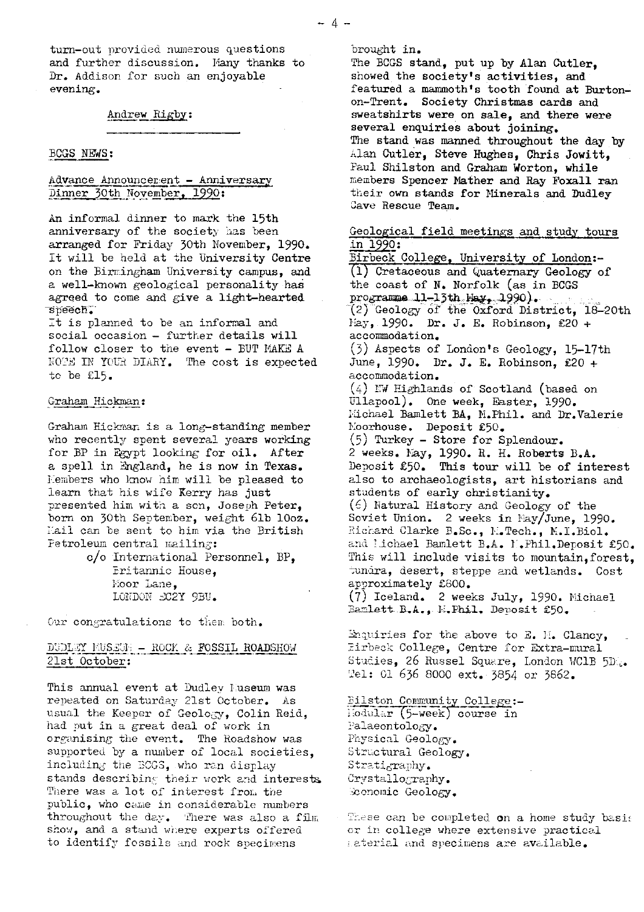turn-out provided numerous questions and further discussion. Many thanks to Dr. Addison for such an enjoyable evening.

Andrew Rigby:

## BCGS NEWS:

### Advance Announcement - Anniversary Dinner 30th November, 1990:

An informal dinner to mark the 15th anniversary of the society has been arranged for Friday 30th November, 1990. It will be held at the University Centre on the Birmingham University campus, and a well-known geological personality has agreed to come and give a light-hearted speech.

It is planned to be an informal and social occasion - further details will follow closer to the event - BUT MAKE A NOTE IN YOUR DIARY. The cost is expected to be £15.

### Graham Hickman:

Graham Hickman is a long-standing member who recently spent several years working for BP in Egypt looking for oil. After a spell in England, he is now in Texas. Members who know him will be pleased to learn that his wife Kerry has just presented him with a son, Joseph Peter, born on 30th September, weight 6lb 10oz. Mail can be sent to him via the British Petroleum central mailing:

c/o International Personnel, BP,
Britannic House,
Moor Lane,
LONDON EC2Y 9BU.

Our congratulations to them both.

### DUDLEY MUSEUM - ROCK & FOSSIL ROADSHOW 21st October:

This annual event at Dudley Museum was repeated on Saturday 21st October. As usual the Keeper of Geology, Colin Reid, had put in a great deal of work in organising the event. The Roadshow was supported by a number of local societies, including the BCGS, who ran display stands describing their work and interests. There was a lot of interest from the public, who came in considerable numbers throughout the day. There was also a film show, and a stand where experts offered to identify fossils and rock specimens brought in.

The BCGS stand, put up by Alan Cutler, showed the society's activities, and featured a mammoth's tooth found at Burton-on-Trent. Society Christmas cards and sweatshirts were on sale, and there were several enquiries about joining.

The stand was manned throughout the day by Alan Cutler, Steve Hughes, Chris Jowitt, Paul Shilston and Graham Worton, while members Spencer Mather and Ray Foxall ran their own stands for Minerals and Dudley Cave Rescue Team.

### Geological field meetings and study tours in 1990:

Birbeck College, University of London:-

(1) Cretaceous and Quaternary Geology of the coast of N. Norfolk (as in BCGS programme 11-13th May, 1990).

(2) Geology of the Oxford District, 18-20th May, 1990. Dr. J. E. Robinson, £20 + accommodation.

(3) Aspects of London's Geology, 15-17th June, 1990. Dr. J. E. Robinson, £20 + accommodation.

(4) NW Highlands of Scotland (based on Ullapool). One week, Easter, 1990. Michael Bamlett BA, M.Phil. and Dr. Valerie Moorhouse. Deposit £50.

(5) Turkey - Store for Splendour. 2 weeks. May, 1990. R. H. Roberts B.A. Deposit £50. This tour will be of interest also to archaeologists, art historians and students of early christianity.

(6) Natural History and Geology of the Soviet Union. 2 weeks in May/June, 1990. Richard Clarke B.Sc., M.Tech., M.I.Biol. and Michael Bamlett B.A. M.Phil. Deposit £50. This will include visits to mountain, forest, tundra, desert, steppe and wetlands. Cost approximately £800.

(7) Iceland. 2 weeks July, 1990. Michael Bamlett B.A., M.Phil. Deposit £50.

Enquiries for the above to E. M. Clancy, Birbeck College, Centre for Extra-mural Studies, 26 Russel Square, London WC1B 5DQ. Tel: 01 636 8000 ext. 3854 or 3862.

Bilston Community College:-

Modular (5-week) course in
Palaeontology.
Physical Geology.
Structural Geology.
Stratigraphy.
Crystallography.
Economic Geology.

These can be completed on a home study basis or in college where extensive practical material and specimens are available.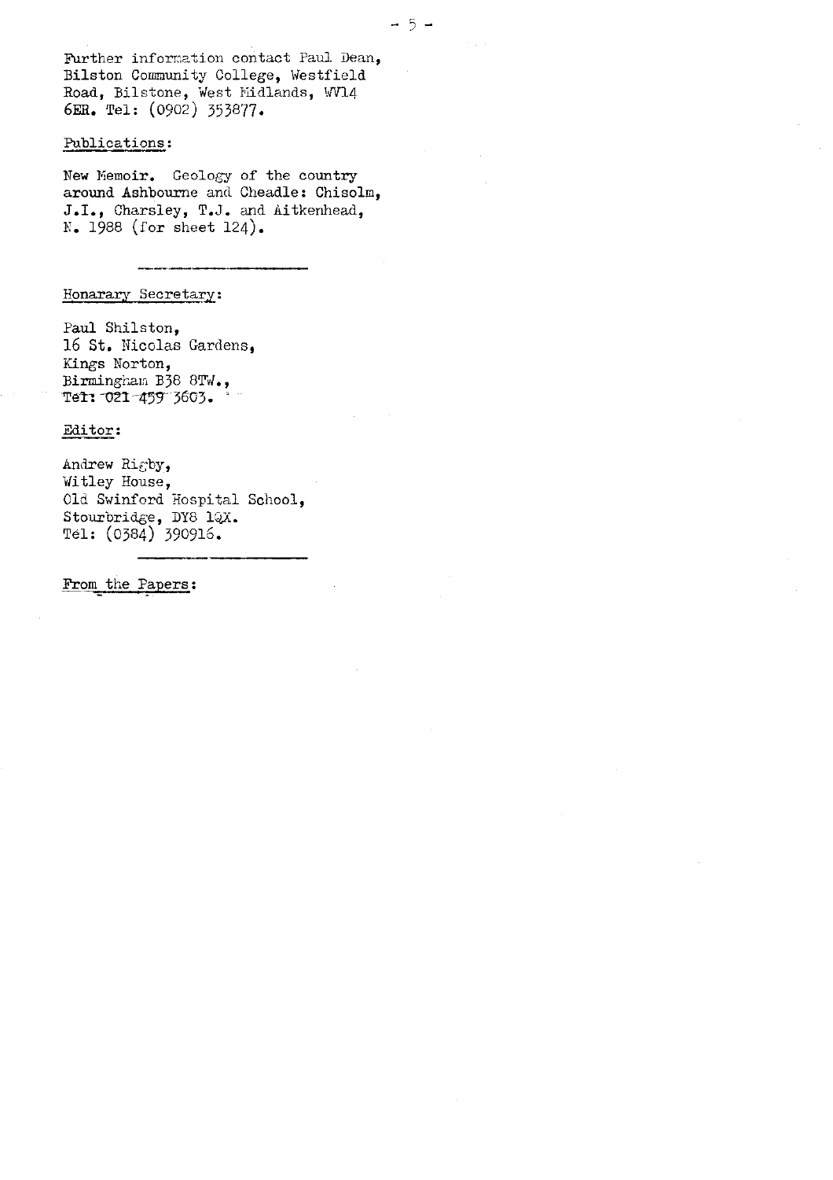Further information contact Paul Dean, Bilston Community College, Westfield Road, Bilstone, West Midlands, WV14 6ER. Tel: (0902) 353877.

Publications:

New Memoir. Geology of the country around Ashbourne and Cheadle: Chisolm, J.I., Charsley, T.J. and Aitkenhead, N. 1988 (for sheet 124).

---

Honarary Secretary:

Paul Shilston,
16 St. Nicolas Gardens,
Kings Norton,
Birmingham B38 8TW.,
Tel: 021 459 3603.

Editor:

Andrew Rigby,
Witley House,
Old Swinford Hospital School,
Stourbridge, DY8 1QX.
Tel: (0384) 390916.

---

From the Papers: